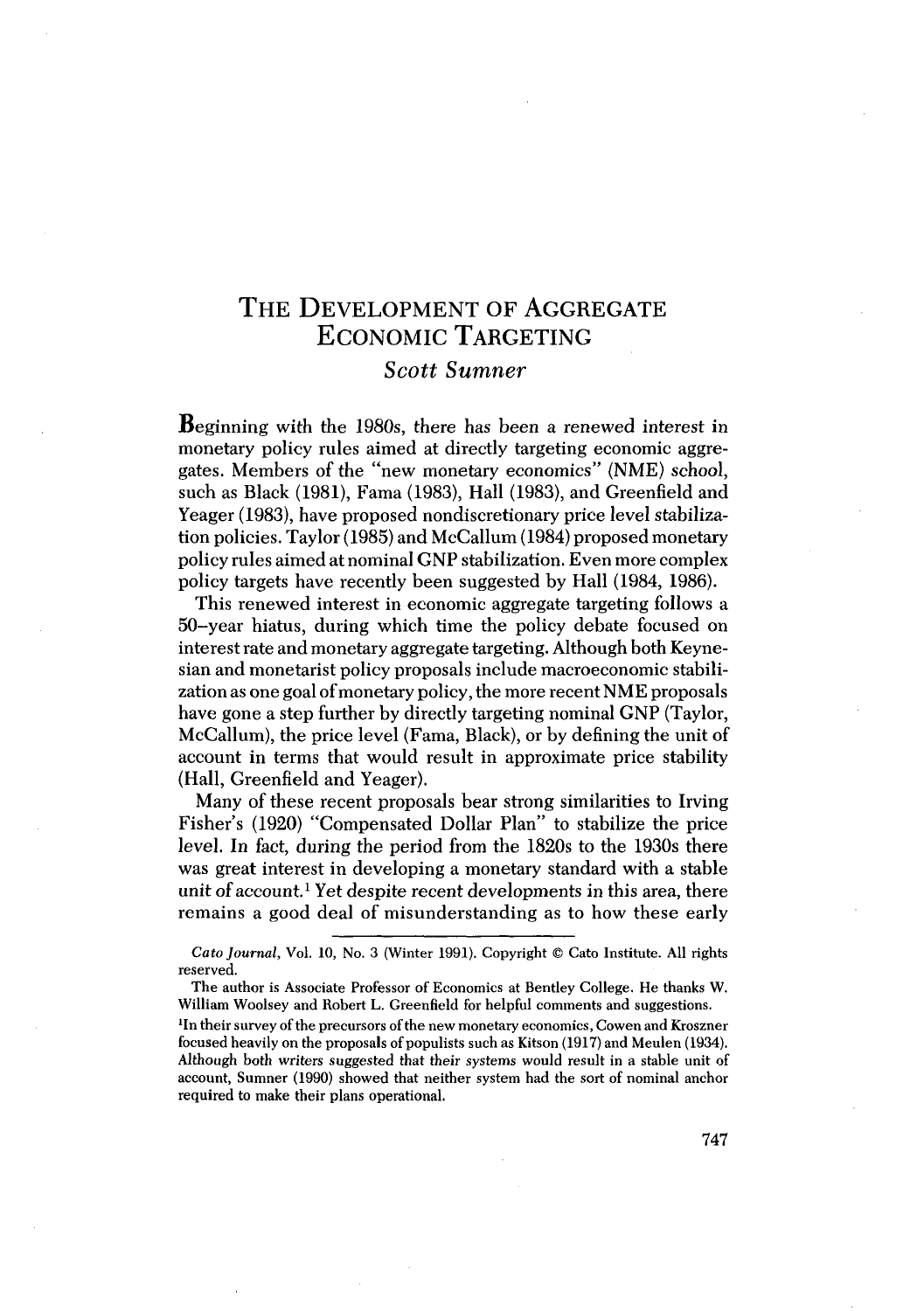# The Development of Aggregate Economic Targeting

*Scott Sumner*

Beginning with the 1980s, there has been a renewed interest in monetary policy rules aimed at directly targeting economic aggregates. Members of the "new monetary economics" (NME) school, such as Black (1981), Fama (1983), Hall (1983), and Greenfield and Yeager (1983), have proposed nondiscretionary price level stabilization policies. Taylor (1985) and McCallum (1984) proposed monetary policy rules aimed at nominal GNP stabilization. Even more complex policy targets have recently been suggested by Hall (1984, 1986).

This renewed interest in economic aggregate targeting follows a 50–year hiatus, during which time the policy debate focused on interest rate and monetary aggregate targeting. Although both Keynesian and monetarist policy proposals include macroeconomic stabilization as one goal of monetary policy, the more recent NME proposals have gone a step further by directly targeting nominal GNP (Taylor, McCallum), the price level (Fama, Black), or by defining the unit of account in terms that would result in approximate price stability (Hall, Greenfield and Yeager).

Many of these recent proposals bear strong similarities to Irving Fisher's (1920) "Compensated Dollar Plan" to stabilize the price level. In fact, during the period from the 1820s to the 1930s there was great interest in developing a monetary standard with a stable unit of account.[1] Yet despite recent developments in this area, there remains a good deal of misunderstanding as to how these early

---

*Cato Journal*, Vol. 10, No. 3 (Winter 1991). Copyright © Cato Institute. All rights reserved.

The author is Associate Professor of Economics at Bentley College. He thanks W. William Woolsey and Robert L. Greenfield for helpful comments and suggestions.

[1]In their survey of the precursors of the new monetary economics, Cowen and Kroszner focused heavily on the proposals of populists such as Kitson (1917) and Meulen (1934). Although both writers suggested that their systems would result in a stable unit of account, Sumner (1990) showed that neither system had the sort of nominal anchor required to make their plans operational.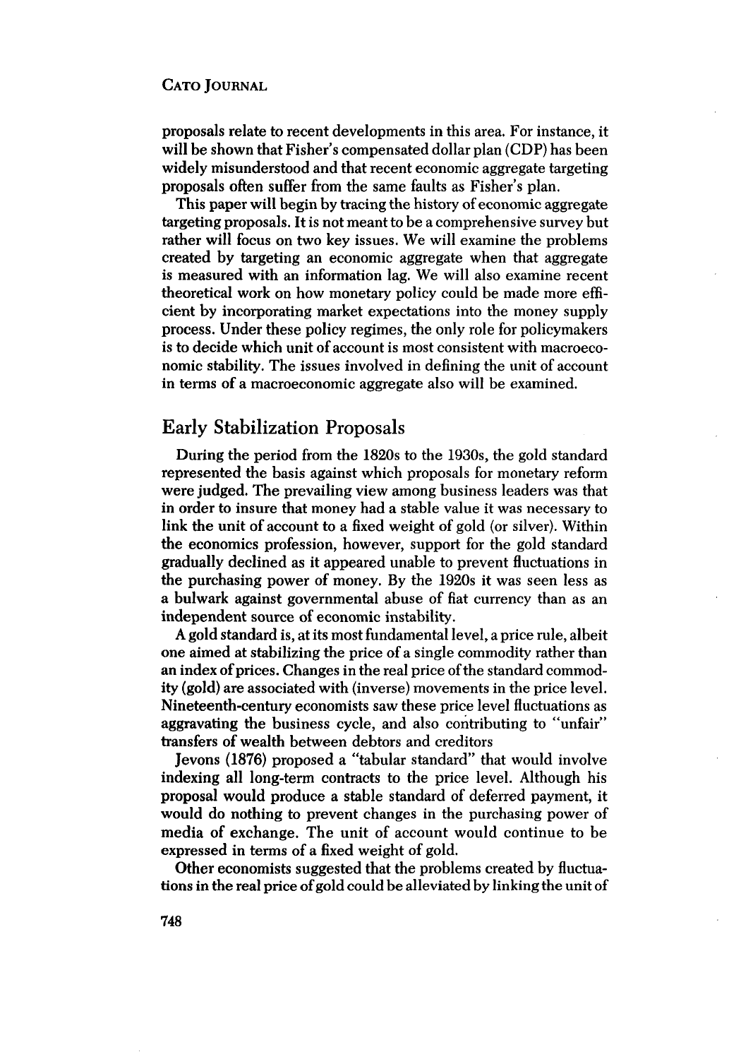proposals relate to recent developments in this area. For instance, it will be shown that Fisher's compensated dollar plan (CDP) has been widely misunderstood and that recent economic aggregate targeting proposals often suffer from the same faults as Fisher's plan.

This paper will begin by tracing the history of economic aggregate targeting proposals. It is not meant to be a comprehensive survey but rather will focus on two key issues. We will examine the problems created by targeting an economic aggregate when that aggregate is measured with an information lag. We will also examine recent theoretical work on how monetary policy could be made more efficient by incorporating market expectations into the money supply process. Under these policy regimes, the only role for policymakers is to decide which unit of account is most consistent with macroeconomic stability. The issues involved in defining the unit of account in terms of a macroeconomic aggregate also will be examined.

## Early Stabilization Proposals

During the period from the 1820s to the 1930s, the gold standard represented the basis against which proposals for monetary reform were judged. The prevailing view among business leaders was that in order to insure that money had a stable value it was necessary to link the unit of account to a fixed weight of gold (or silver). Within the economics profession, however, support for the gold standard gradually declined as it appeared unable to prevent fluctuations in the purchasing power of money. By the 1920s it was seen less as a bulwark against governmental abuse of fiat currency than as an independent source of economic instability.

A gold standard is, at its most fundamental level, a price rule, albeit one aimed at stabilizing the price of a single commodity rather than an index of prices. Changes in the real price of the standard commodity (gold) are associated with (inverse) movements in the price level. Nineteenth-century economists saw these price level fluctuations as aggravating the business cycle, and also contributing to "unfair" transfers of wealth between debtors and creditors

Jevons (1876) proposed a "tabular standard" that would involve indexing all long-term contracts to the price level. Although his proposal would produce a stable standard of deferred payment, it would do nothing to prevent changes in the purchasing power of media of exchange. The unit of account would continue to be expressed in terms of a fixed weight of gold.

Other economists suggested that the problems created by fluctuations in the real price of gold could be alleviated by linking the unit of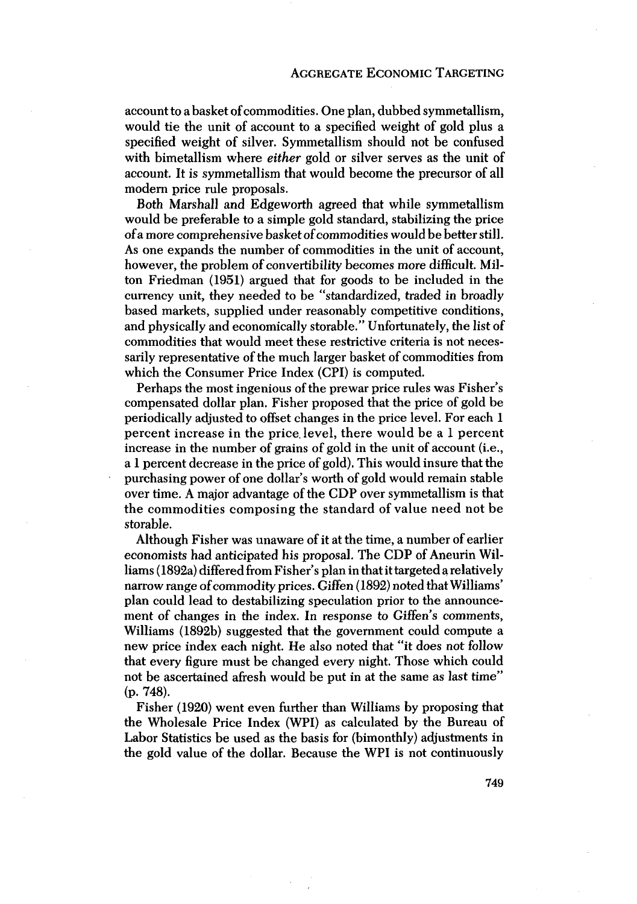account to a basket of commodities. One plan, dubbed symmetallism, would tie the unit of account to a specified weight of gold plus a specified weight of silver. Symmetallism should not be confused with bimetallism where *either* gold or silver serves as the unit of account. It is symmetallism that would become the precursor of all modern price rule proposals.

Both Marshall and Edgeworth agreed that while symmetallism would be preferable to a simple gold standard, stabilizing the price of a more comprehensive basket of commodities would be better still. As one expands the number of commodities in the unit of account, however, the problem of convertibility becomes more difficult. Milton Friedman (1951) argued that for goods to be included in the currency unit, they needed to be "standardized, traded in broadly based markets, supplied under reasonably competitive conditions, and physically and economically storable." Unfortunately, the list of commodities that would meet these restrictive criteria is not necessarily representative of the much larger basket of commodities from which the Consumer Price Index (CPI) is computed.

Perhaps the most ingenious of the prewar price rules was Fisher's compensated dollar plan. Fisher proposed that the price of gold be periodically adjusted to offset changes in the price level. For each 1 percent increase in the price level, there would be a 1 percent increase in the number of grains of gold in the unit of account (i.e., a 1 percent decrease in the price of gold). This would insure that the purchasing power of one dollar's worth of gold would remain stable over time. A major advantage of the CDP over symmetallism is that the commodities composing the standard of value need not be storable.

Although Fisher was unaware of it at the time, a number of earlier economists had anticipated his proposal. The CDP of Aneurin Williams (1892a) differed from Fisher's plan in that it targeted a relatively narrow range of commodity prices. Giffen (1892) noted that Williams' plan could lead to destabilizing speculation prior to the announcement of changes in the index. In response to Giffen's comments, Williams (1892b) suggested that the government could compute a new price index each night. He also noted that "it does not follow that every figure must be changed every night. Those which could not be ascertained afresh would be put in at the same as last time" (p. 748).

Fisher (1920) went even further than Williams by proposing that the Wholesale Price Index (WPI) as calculated by the Bureau of Labor Statistics be used as the basis for (bimonthly) adjustments in the gold value of the dollar. Because the WPI is not continuously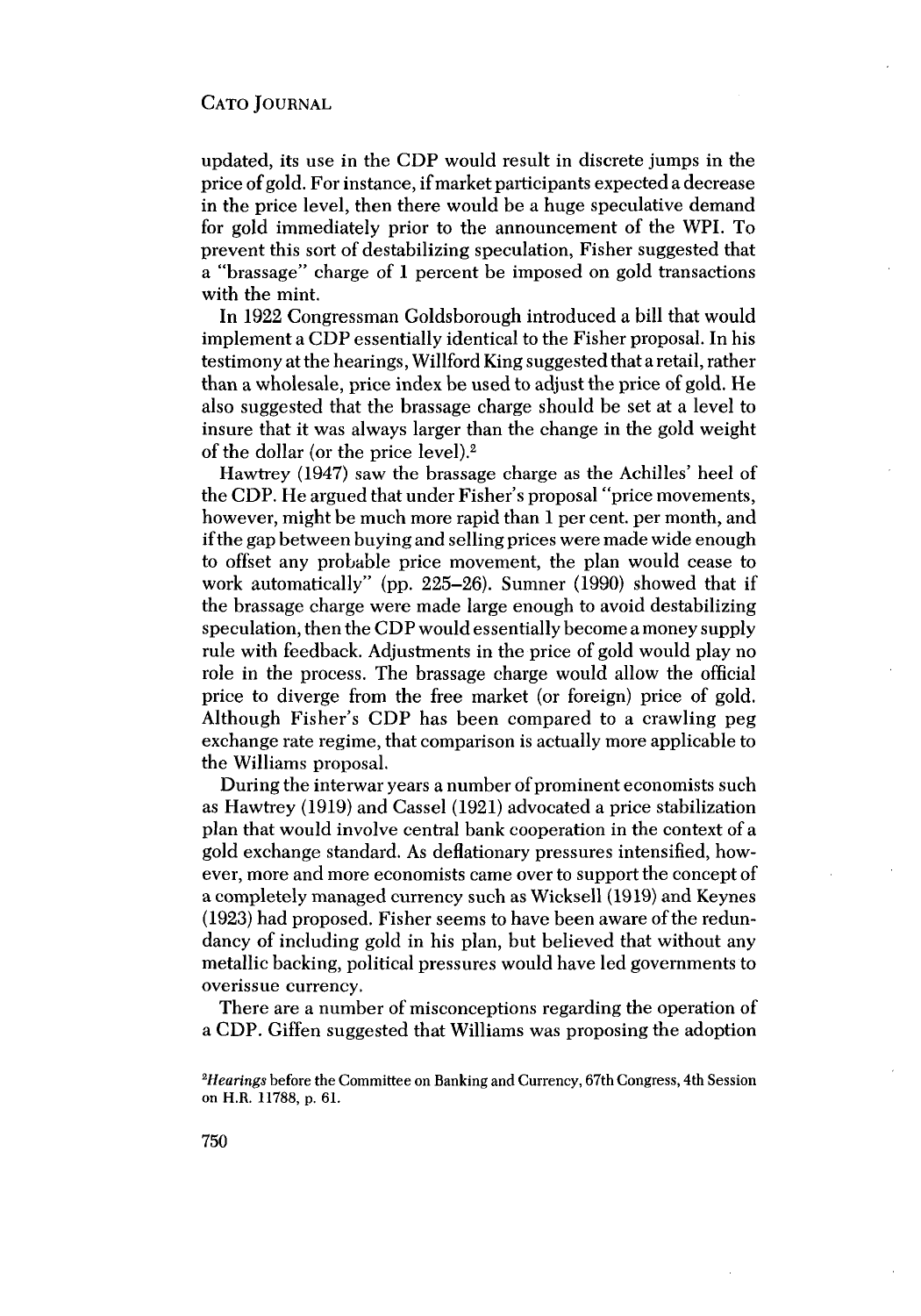updated, its use in the CDP would result in discrete jumps in the price of gold. For instance, if market participants expected a decrease in the price level, then there would be a huge speculative demand for gold immediately prior to the announcement of the WPI. To prevent this sort of destabilizing speculation, Fisher suggested that a "brassage" charge of 1 percent be imposed on gold transactions with the mint.

In 1922 Congressman Goldsborough introduced a bill that would implement a CDP essentially identical to the Fisher proposal. In his testimony at the hearings, Willford King suggested that a retail, rather than a wholesale, price index be used to adjust the price of gold. He also suggested that the brassage charge should be set at a level to insure that it was always larger than the change in the gold weight of the dollar (or the price level).[2]

Hawtrey (1947) saw the brassage charge as the Achilles' heel of the CDP. He argued that under Fisher's proposal "price movements, however, might be much more rapid than 1 per cent. per month, and if the gap between buying and selling prices were made wide enough to offset any probable price movement, the plan would cease to work automatically" (pp. 225–26). Sumner (1990) showed that if the brassage charge were made large enough to avoid destabilizing speculation, then the CDP would essentially become a money supply rule with feedback. Adjustments in the price of gold would play no role in the process. The brassage charge would allow the official price to diverge from the free market (or foreign) price of gold. Although Fisher's CDP has been compared to a crawling peg exchange rate regime, that comparison is actually more applicable to the Williams proposal.

During the interwar years a number of prominent economists such as Hawtrey (1919) and Cassel (1921) advocated a price stabilization plan that would involve central bank cooperation in the context of a gold exchange standard. As deflationary pressures intensified, however, more and more economists came over to support the concept of a completely managed currency such as Wicksell (1919) and Keynes (1923) had proposed. Fisher seems to have been aware of the redundancy of including gold in his plan, but believed that without any metallic backing, political pressures would have led governments to overissue currency.

There are a number of misconceptions regarding the operation of a CDP. Giffen suggested that Williams was proposing the adoption

[2]*Hearings* before the Committee on Banking and Currency, 67th Congress, 4th Session on H.R. 11788, p. 61.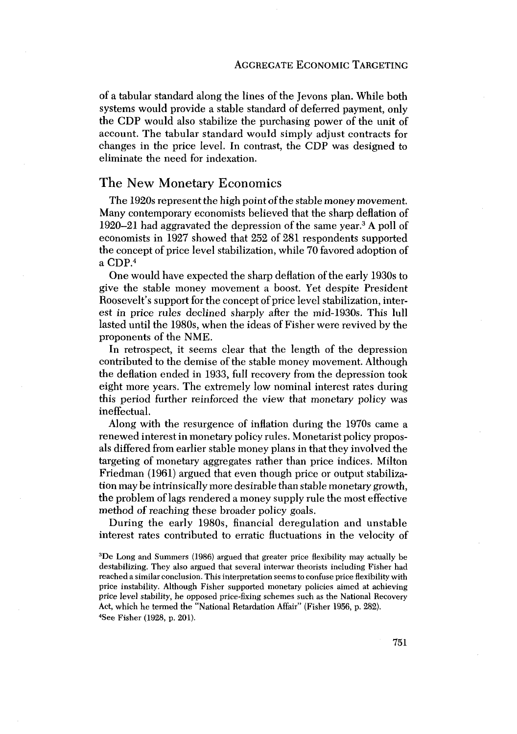of a tabular standard along the lines of the Jevons plan. While both systems would provide a stable standard of deferred payment, only the CDP would also stabilize the purchasing power of the unit of account. The tabular standard would simply adjust contracts for changes in the price level. In contrast, the CDP was designed to eliminate the need for indexation.

## The New Monetary Economics

The 1920s represent the high point of the stable money movement. Many contemporary economists believed that the sharp deflation of 1920–21 had aggravated the depression of the same year.[3] A poll of economists in 1927 showed that 252 of 281 respondents supported the concept of price level stabilization, while 70 favored adoption of a CDP.[4]

One would have expected the sharp deflation of the early 1930s to give the stable money movement a boost. Yet despite President Roosevelt's support for the concept of price level stabilization, interest in price rules declined sharply after the mid-1930s. This lull lasted until the 1980s, when the ideas of Fisher were revived by the proponents of the NME.

In retrospect, it seems clear that the length of the depression contributed to the demise of the stable money movement. Although the deflation ended in 1933, full recovery from the depression took eight more years. The extremely low nominal interest rates during this period further reinforced the view that monetary policy was ineffectual.

Along with the resurgence of inflation during the 1970s came a renewed interest in monetary policy rules. Monetarist policy proposals differed from earlier stable money plans in that they involved the targeting of monetary aggregates rather than price indices. Milton Friedman (1961) argued that even though price or output stabilization may be intrinsically more desirable than stable monetary growth, the problem of lags rendered a money supply rule the most effective method of reaching these broader policy goals.

During the early 1980s, financial deregulation and unstable interest rates contributed to erratic fluctuations in the velocity of

[3]De Long and Summers (1986) argued that greater price flexibility may actually be destabilizing. They also argued that several interwar theorists including Fisher had reached a similar conclusion. This interpretation seems to confuse price flexibility with price instability. Although Fisher supported monetary policies aimed at achieving price level stability, he opposed price-fixing schemes such as the National Recovery Act, which he termed the "National Retardation Affair" (Fisher 1956, p. 282).

[4]See Fisher (1928, p. 201).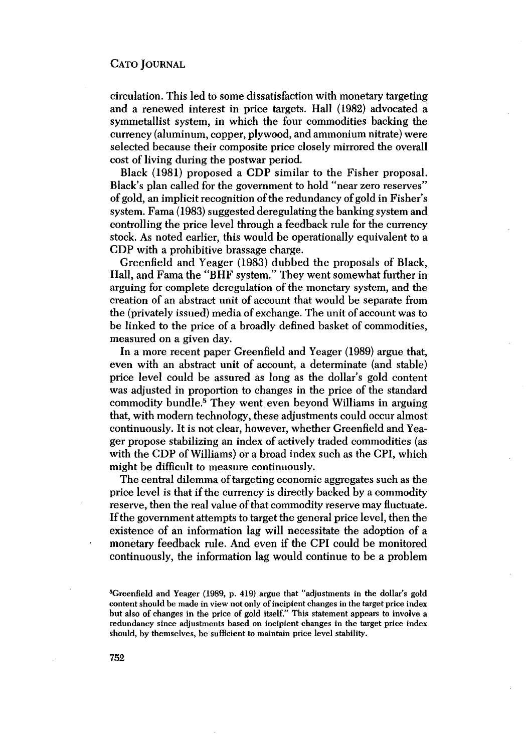circulation. This led to some dissatisfaction with monetary targeting and a renewed interest in price targets. Hall (1982) advocated a symmetallist system, in which the four commodities backing the currency (aluminum, copper, plywood, and ammonium nitrate) were selected because their composite price closely mirrored the overall cost of living during the postwar period.

Black (1981) proposed a CDP similar to the Fisher proposal. Black's plan called for the government to hold "near zero reserves" of gold, an implicit recognition of the redundancy of gold in Fisher's system. Fama (1983) suggested deregulating the banking system and controlling the price level through a feedback rule for the currency stock. As noted earlier, this would be operationally equivalent to a CDP with a prohibitive brassage charge.

Greenfield and Yeager (1983) dubbed the proposals of Black, Hall, and Fama the "BHF system." They went somewhat further in arguing for complete deregulation of the monetary system, and the creation of an abstract unit of account that would be separate from the (privately issued) media of exchange. The unit of account was to be linked to the price of a broadly defined basket of commodities, measured on a given day.

In a more recent paper Greenfield and Yeager (1989) argue that, even with an abstract unit of account, a determinate (and stable) price level could be assured as long as the dollar's gold content was adjusted in proportion to changes in the price of the standard commodity bundle.[5] They went even beyond Williams in arguing that, with modern technology, these adjustments could occur almost continuously. It is not clear, however, whether Greenfield and Yeager propose stabilizing an index of actively traded commodities (as with the CDP of Williams) or a broad index such as the CPI, which might be difficult to measure continuously.

The central dilemma of targeting economic aggregates such as the price level is that if the currency is directly backed by a commodity reserve, then the real value of that commodity reserve may fluctuate. If the government attempts to target the general price level, then the existence of an information lag will necessitate the adoption of a monetary feedback rule. And even if the CPI could be monitored continuously, the information lag would continue to be a problem

[5]Greenfield and Yeager (1989, p. 419) argue that "adjustments in the dollar's gold content should be made in view not only of incipient changes in the target price index but also of changes in the price of gold itself." This statement appears to involve a redundancy since adjustments based on incipient changes in the target price index should, by themselves, be sufficient to maintain price level stability.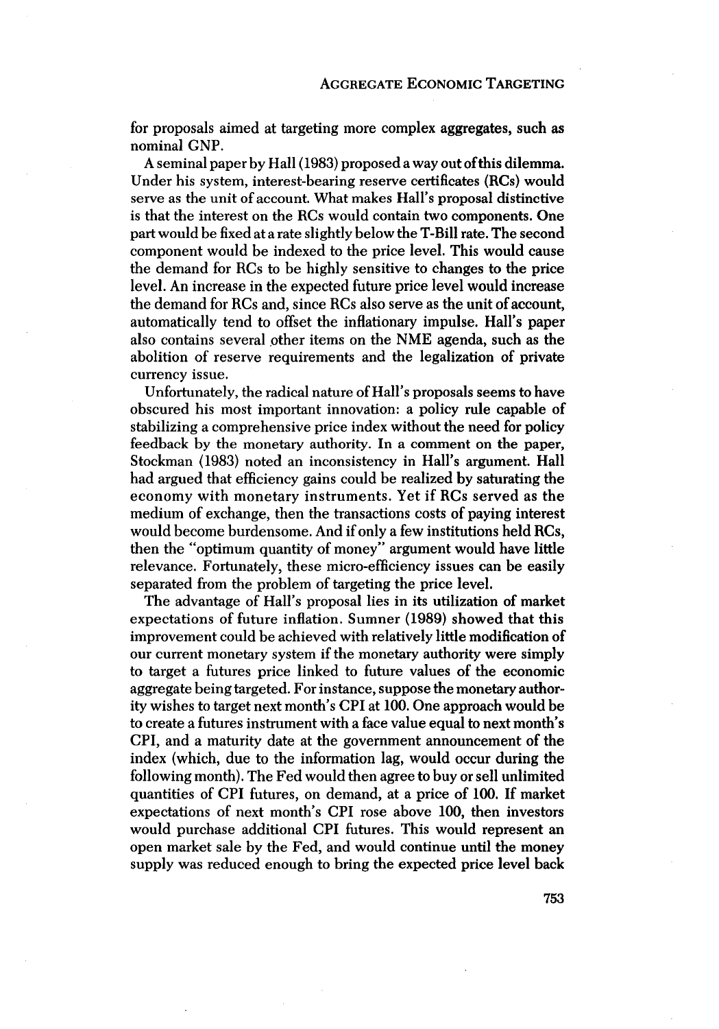for proposals aimed at targeting more complex aggregates, such as nominal GNP.

A seminal paper by Hall (1983) proposed a way out of this dilemma. Under his system, interest-bearing reserve certificates (RCs) would serve as the unit of account. What makes Hall's proposal distinctive is that the interest on the RCs would contain two components. One part would be fixed at a rate slightly below the T-Bill rate. The second component would be indexed to the price level. This would cause the demand for RCs to be highly sensitive to changes to the price level. An increase in the expected future price level would increase the demand for RCs and, since RCs also serve as the unit of account, automatically tend to offset the inflationary impulse. Hall's paper also contains several other items on the NME agenda, such as the abolition of reserve requirements and the legalization of private currency issue.

Unfortunately, the radical nature of Hall's proposals seems to have obscured his most important innovation: a policy rule capable of stabilizing a comprehensive price index without the need for policy feedback by the monetary authority. In a comment on the paper, Stockman (1983) noted an inconsistency in Hall's argument. Hall had argued that efficiency gains could be realized by saturating the economy with monetary instruments. Yet if RCs served as the medium of exchange, then the transactions costs of paying interest would become burdensome. And if only a few institutions held RCs, then the "optimum quantity of money" argument would have little relevance. Fortunately, these micro-efficiency issues can be easily separated from the problem of targeting the price level.

The advantage of Hall's proposal lies in its utilization of market expectations of future inflation. Sumner (1989) showed that this improvement could be achieved with relatively little modification of our current monetary system if the monetary authority were simply to target a futures price linked to future values of the economic aggregate being targeted. For instance, suppose the monetary authority wishes to target next month's CPI at 100. One approach would be to create a futures instrument with a face value equal to next month's CPI, and a maturity date at the government announcement of the index (which, due to the information lag, would occur during the following month). The Fed would then agree to buy or sell unlimited quantities of CPI futures, on demand, at a price of 100. If market expectations of next month's CPI rose above 100, then investors would purchase additional CPI futures. This would represent an open market sale by the Fed, and would continue until the money supply was reduced enough to bring the expected price level back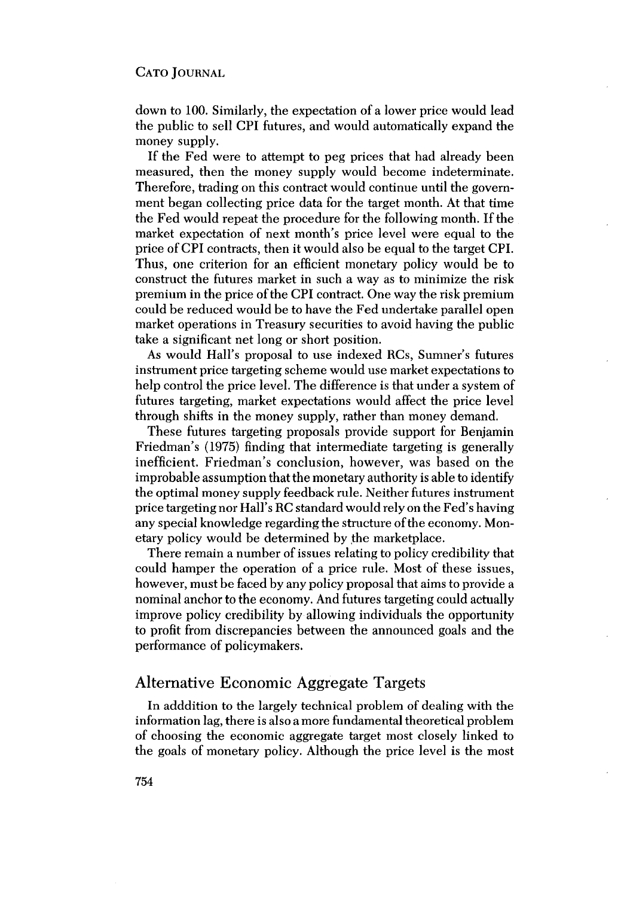down to 100. Similarly, the expectation of a lower price would lead the public to sell CPI futures, and would automatically expand the money supply.

If the Fed were to attempt to peg prices that had already been measured, then the money supply would become indeterminate. Therefore, trading on this contract would continue until the government began collecting price data for the target month. At that time the Fed would repeat the procedure for the following month. If the market expectation of next month's price level were equal to the price of CPI contracts, then it would also be equal to the target CPI. Thus, one criterion for an efficient monetary policy would be to construct the futures market in such a way as to minimize the risk premium in the price of the CPI contract. One way the risk premium could be reduced would be to have the Fed undertake parallel open market operations in Treasury securities to avoid having the public take a significant net long or short position.

As would Hall's proposal to use indexed RCs, Sumner's futures instrument price targeting scheme would use market expectations to help control the price level. The difference is that under a system of futures targeting, market expectations would affect the price level through shifts in the money supply, rather than money demand.

These futures targeting proposals provide support for Benjamin Friedman's (1975) finding that intermediate targeting is generally inefficient. Friedman's conclusion, however, was based on the improbable assumption that the monetary authority is able to identify the optimal money supply feedback rule. Neither futures instrument price targeting nor Hall's RC standard would rely on the Fed's having any special knowledge regarding the structure of the economy. Monetary policy would be determined by the marketplace.

There remain a number of issues relating to policy credibility that could hamper the operation of a price rule. Most of these issues, however, must be faced by any policy proposal that aims to provide a nominal anchor to the economy. And futures targeting could actually improve policy credibility by allowing individuals the opportunity to profit from discrepancies between the announced goals and the performance of policymakers.

## Alternative Economic Aggregate Targets

In adddition to the largely technical problem of dealing with the information lag, there is also a more fundamental theoretical problem of choosing the economic aggregate target most closely linked to the goals of monetary policy. Although the price level is the most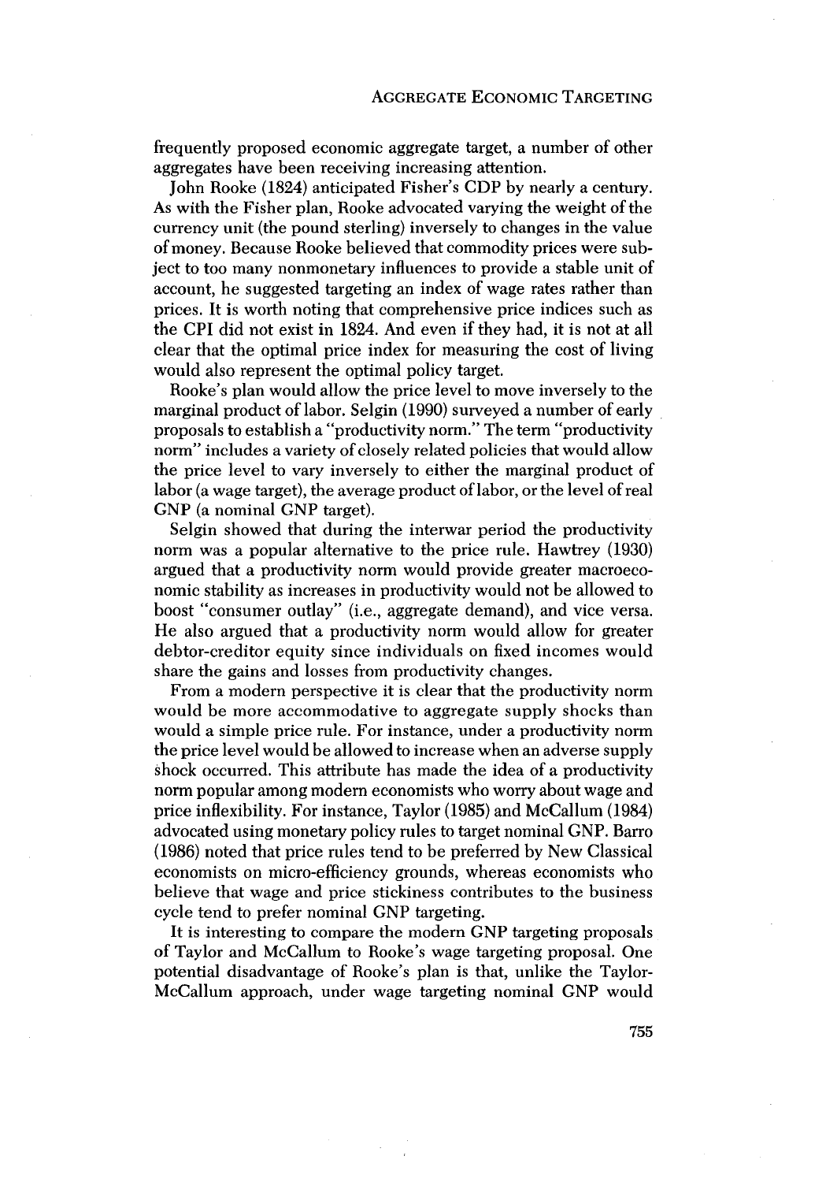frequently proposed economic aggregate target, a number of other aggregates have been receiving increasing attention.

John Rooke (1824) anticipated Fisher's CDP by nearly a century. As with the Fisher plan, Rooke advocated varying the weight of the currency unit (the pound sterling) inversely to changes in the value of money. Because Rooke believed that commodity prices were subject to too many nonmonetary influences to provide a stable unit of account, he suggested targeting an index of wage rates rather than prices. It is worth noting that comprehensive price indices such as the CPI did not exist in 1824. And even if they had, it is not at all clear that the optimal price index for measuring the cost of living would also represent the optimal policy target.

Rooke's plan would allow the price level to move inversely to the marginal product of labor. Selgin (1990) surveyed a number of early proposals to establish a "productivity norm." The term "productivity norm" includes a variety of closely related policies that would allow the price level to vary inversely to either the marginal product of labor (a wage target), the average product of labor, or the level of real GNP (a nominal GNP target).

Selgin showed that during the interwar period the productivity norm was a popular alternative to the price rule. Hawtrey (1930) argued that a productivity norm would provide greater macroeconomic stability as increases in productivity would not be allowed to boost "consumer outlay" (i.e., aggregate demand), and vice versa. He also argued that a productivity norm would allow for greater debtor-creditor equity since individuals on fixed incomes would share the gains and losses from productivity changes.

From a modern perspective it is clear that the productivity norm would be more accommodative to aggregate supply shocks than would a simple price rule. For instance, under a productivity norm the price level would be allowed to increase when an adverse supply shock occurred. This attribute has made the idea of a productivity norm popular among modern economists who worry about wage and price inflexibility. For instance, Taylor (1985) and McCallum (1984) advocated using monetary policy rules to target nominal GNP. Barro (1986) noted that price rules tend to be preferred by New Classical economists on micro-efficiency grounds, whereas economists who believe that wage and price stickiness contributes to the business cycle tend to prefer nominal GNP targeting.

It is interesting to compare the modern GNP targeting proposals of Taylor and McCallum to Rooke's wage targeting proposal. One potential disadvantage of Rooke's plan is that, unlike the Taylor-McCallum approach, under wage targeting nominal GNP would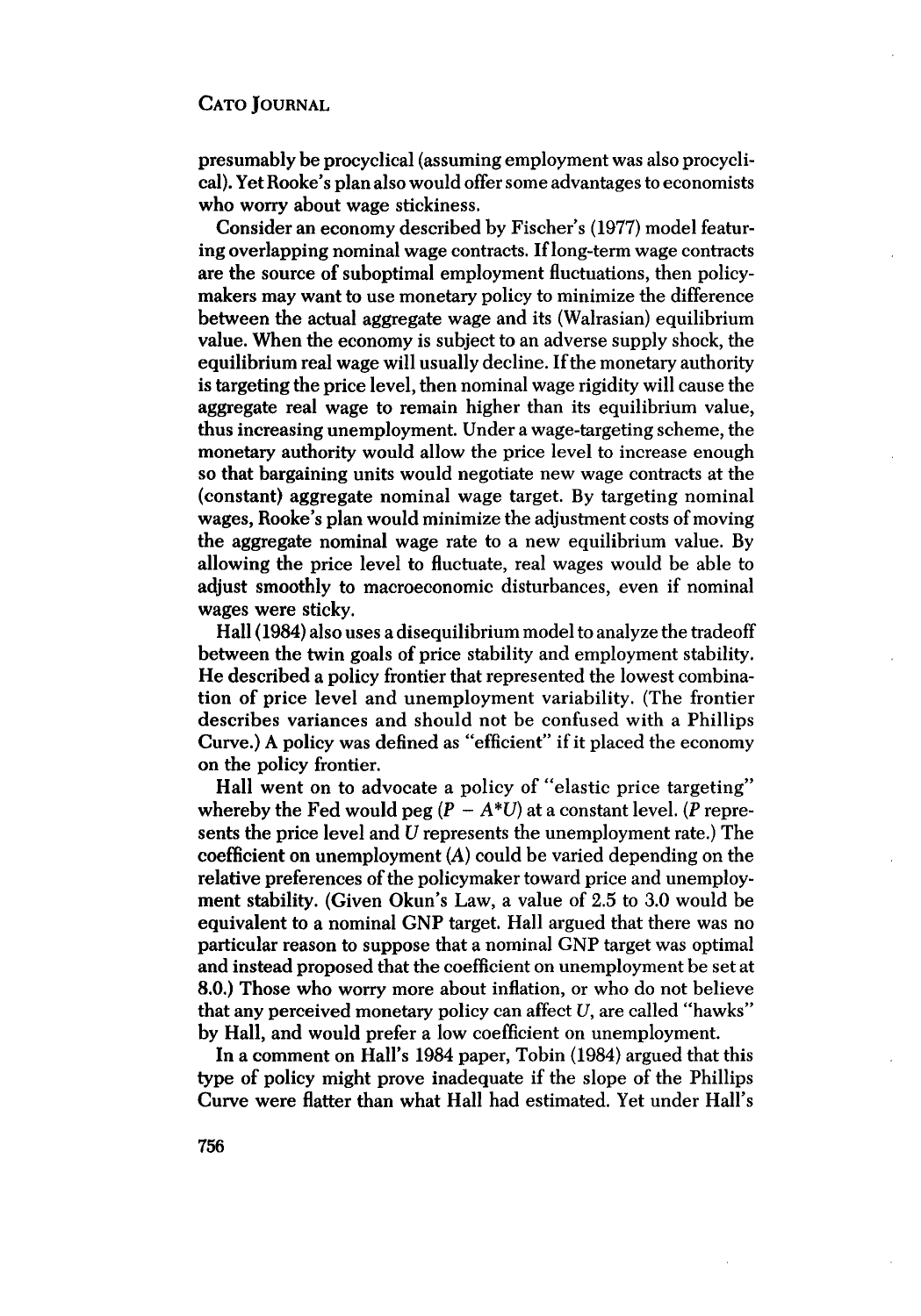presumably be procyclical (assuming employment was also procyclical). Yet Rooke's plan also would offer some advantages to economists who worry about wage stickiness.

Consider an economy described by Fischer's (1977) model featuring overlapping nominal wage contracts. If long-term wage contracts are the source of suboptimal employment fluctuations, then policymakers may want to use monetary policy to minimize the difference between the actual aggregate wage and its (Walrasian) equilibrium value. When the economy is subject to an adverse supply shock, the equilibrium real wage will usually decline. If the monetary authority is targeting the price level, then nominal wage rigidity will cause the aggregate real wage to remain higher than its equilibrium value, thus increasing unemployment. Under a wage-targeting scheme, the monetary authority would allow the price level to increase enough so that bargaining units would negotiate new wage contracts at the (constant) aggregate nominal wage target. By targeting nominal wages, Rooke's plan would minimize the adjustment costs of moving the aggregate nominal wage rate to a new equilibrium value. By allowing the price level to fluctuate, real wages would be able to adjust smoothly to macroeconomic disturbances, even if nominal wages were sticky.

Hall (1984) also uses a disequilibrium model to analyze the tradeoff between the twin goals of price stability and employment stability. He described a policy frontier that represented the lowest combination of price level and unemployment variability. (The frontier describes variances and should not be confused with a Phillips Curve.) A policy was defined as "efficient" if it placed the economy on the policy frontier.

Hall went on to advocate a policy of "elastic price targeting" whereby the Fed would peg $(P - A^*U)$ at a constant level. ($P$ represents the price level and $U$ represents the unemployment rate.) The coefficient on unemployment ($A$) could be varied depending on the relative preferences of the policymaker toward price and unemployment stability. (Given Okun's Law, a value of 2.5 to 3.0 would be equivalent to a nominal GNP target. Hall argued that there was no particular reason to suppose that a nominal GNP target was optimal and instead proposed that the coefficient on unemployment be set at 8.0.) Those who worry more about inflation, or who do not believe that any perceived monetary policy can affect $U$, are called "hawks" by Hall, and would prefer a low coefficient on unemployment.

In a comment on Hall's 1984 paper, Tobin (1984) argued that this type of policy might prove inadequate if the slope of the Phillips Curve were flatter than what Hall had estimated. Yet under Hall's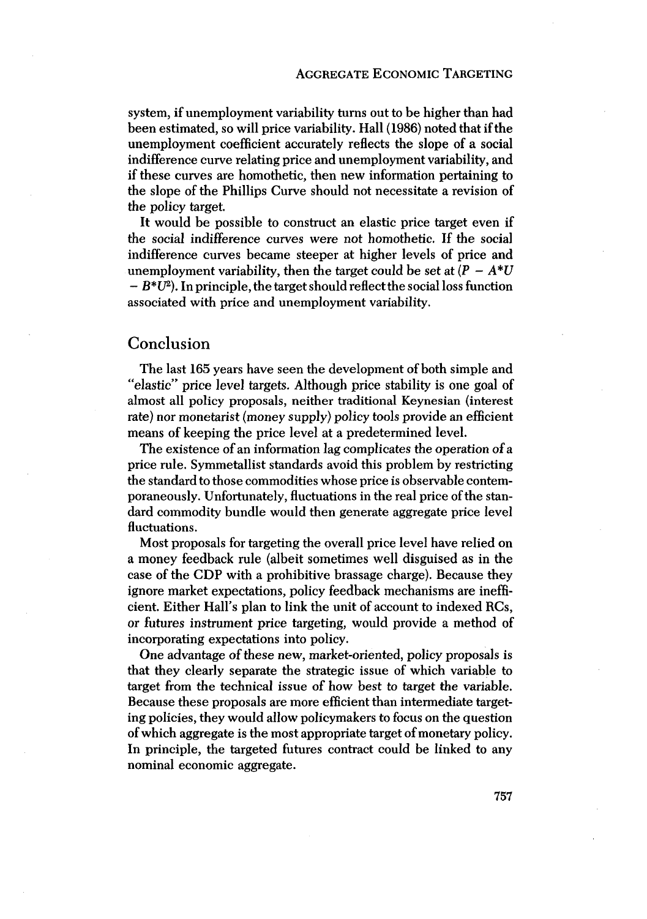system, if unemployment variability turns out to be higher than had been estimated, so will price variability. Hall (1986) noted that if the unemployment coefficient accurately reflects the slope of a social indifference curve relating price and unemployment variability, and if these curves are homothetic, then new information pertaining to the slope of the Phillips Curve should not necessitate a revision of the policy target.

It would be possible to construct an elastic price target even if the social indifference curves were not homothetic. If the social indifference curves became steeper at higher levels of price and unemployment variability, then the target could be set at $(P - A^*U - B^*U^2)$. In principle, the target should reflect the social loss function associated with price and unemployment variability.

## Conclusion

The last 165 years have seen the development of both simple and "elastic" price level targets. Although price stability is one goal of almost all policy proposals, neither traditional Keynesian (interest rate) nor monetarist (money supply) policy tools provide an efficient means of keeping the price level at a predetermined level.

The existence of an information lag complicates the operation of a price rule. Symmetallist standards avoid this problem by restricting the standard to those commodities whose price is observable contemporaneously. Unfortunately, fluctuations in the real price of the standard commodity bundle would then generate aggregate price level fluctuations.

Most proposals for targeting the overall price level have relied on a money feedback rule (albeit sometimes well disguised as in the case of the CDP with a prohibitive brassage charge). Because they ignore market expectations, policy feedback mechanisms are inefficient. Either Hall's plan to link the unit of account to indexed RCs, or futures instrument price targeting, would provide a method of incorporating expectations into policy.

One advantage of these new, market-oriented, policy proposals is that they clearly separate the strategic issue of which variable to target from the technical issue of how best to target the variable. Because these proposals are more efficient than intermediate targeting policies, they would allow policymakers to focus on the question of which aggregate is the most appropriate target of monetary policy. In principle, the targeted futures contract could be linked to any nominal economic aggregate.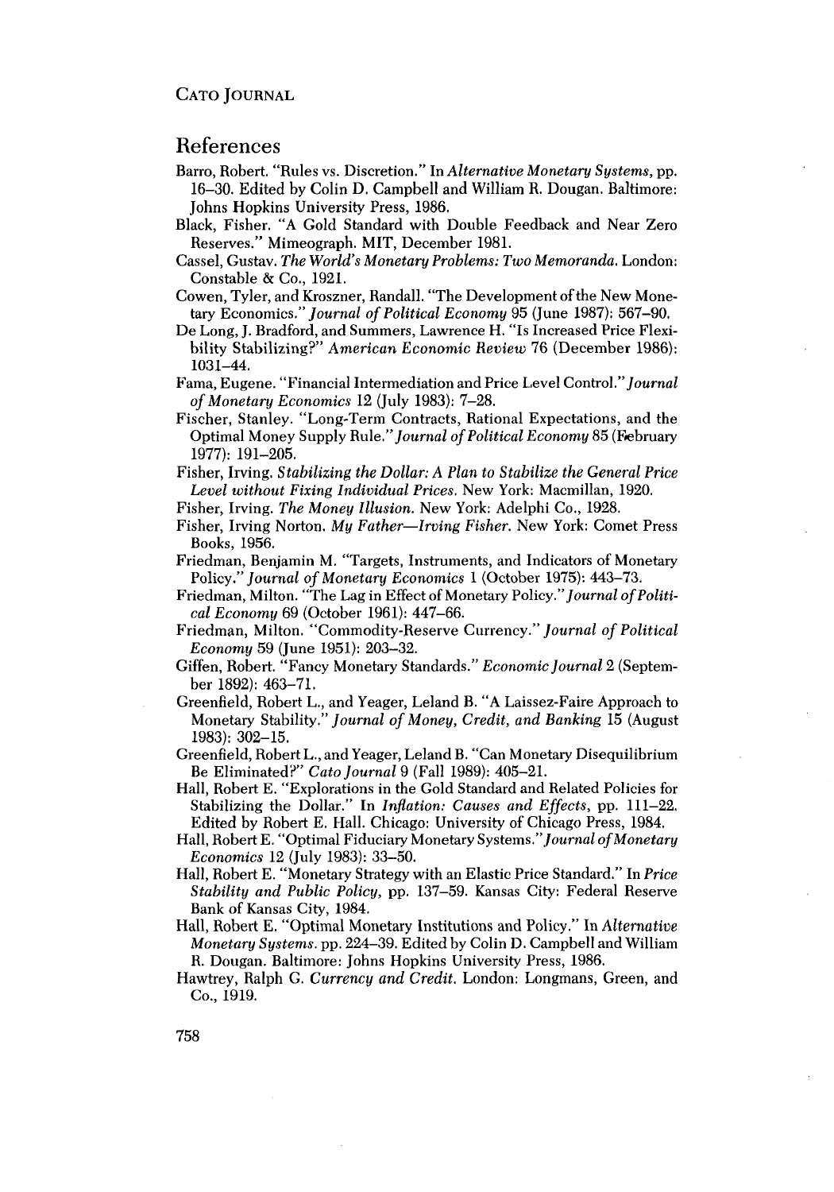## References

Barro, Robert. "Rules vs. Discretion." In *Alternative Monetary Systems*, pp. 16–30. Edited by Colin D. Campbell and William R. Dougan. Baltimore: Johns Hopkins University Press, 1986.

Black, Fisher. "A Gold Standard with Double Feedback and Near Zero Reserves." Mimeograph. MIT, December 1981.

Cassel, Gustav. *The World's Monetary Problems: Two Memoranda*. London: Constable & Co., 1921.

Cowen, Tyler, and Kroszner, Randall. "The Development of the New Monetary Economics." *Journal of Political Economy* 95 (June 1987): 567–90.

De Long, J. Bradford, and Summers, Lawrence H. "Is Increased Price Flexibility Stabilizing?" *American Economic Review* 76 (December 1986): 1031–44.

Fama, Eugene. "Financial Intermediation and Price Level Control." *Journal of Monetary Economics* 12 (July 1983): 7–28.

Fischer, Stanley. "Long-Term Contracts, Rational Expectations, and the Optimal Money Supply Rule." *Journal of Political Economy* 85 (February 1977): 191–205.

Fisher, Irving. *Stabilizing the Dollar: A Plan to Stabilize the General Price Level without Fixing Individual Prices*. New York: Macmillan, 1920.

Fisher, Irving. *The Money Illusion*. New York: Adelphi Co., 1928.

Fisher, Irving Norton. *My Father—Irving Fisher*. New York: Comet Press Books, 1956.

Friedman, Benjamin M. "Targets, Instruments, and Indicators of Monetary Policy." *Journal of Monetary Economics* 1 (October 1975): 443–73.

Friedman, Milton. "The Lag in Effect of Monetary Policy." *Journal of Political Economy* 69 (October 1961): 447–66.

Friedman, Milton. "Commodity-Reserve Currency." *Journal of Political Economy* 59 (June 1951): 203–32.

Giffen, Robert. "Fancy Monetary Standards." *Economic Journal* 2 (September 1892): 463–71.

Greenfield, Robert L., and Yeager, Leland B. "A Laissez-Faire Approach to Monetary Stability." *Journal of Money, Credit, and Banking* 15 (August 1983): 302–15.

Greenfield, Robert L., and Yeager, Leland B. "Can Monetary Disequilibrium Be Eliminated?" *Cato Journal* 9 (Fall 1989): 405–21.

Hall, Robert E. "Explorations in the Gold Standard and Related Policies for Stabilizing the Dollar." In *Inflation: Causes and Effects*, pp. 111–22. Edited by Robert E. Hall. Chicago: University of Chicago Press, 1984.

Hall, Robert E. "Optimal Fiduciary Monetary Systems." *Journal of Monetary Economics* 12 (July 1983): 33–50.

Hall, Robert E. "Monetary Strategy with an Elastic Price Standard." In *Price Stability and Public Policy*, pp. 137–59. Kansas City: Federal Reserve Bank of Kansas City, 1984.

Hall, Robert E. "Optimal Monetary Institutions and Policy." In *Alternative Monetary Systems*. pp. 224–39. Edited by Colin D. Campbell and William R. Dougan. Baltimore: Johns Hopkins University Press, 1986.

Hawtrey, Ralph G. *Currency and Credit*. London: Longmans, Green, and Co., 1919.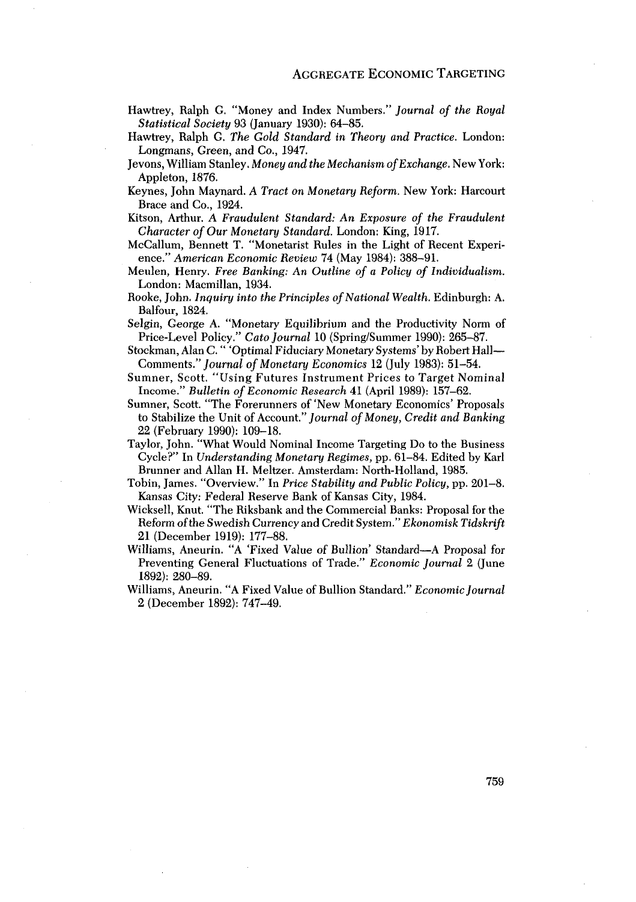Hawtrey, Ralph G. "Money and Index Numbers." *Journal of the Royal Statistical Society* 93 (January 1930): 64–85.

Hawtrey, Ralph G. *The Gold Standard in Theory and Practice.* London: Longmans, Green, and Co., 1947.

Jevons, William Stanley. *Money and the Mechanism of Exchange.* New York: Appleton, 1876.

Keynes, John Maynard. *A Tract on Monetary Reform.* New York: Harcourt Brace and Co., 1924.

Kitson, Arthur. *A Fraudulent Standard: An Exposure of the Fraudulent Character of Our Monetary Standard.* London: King, 1917.

McCallum, Bennett T. "Monetarist Rules in the Light of Recent Experience." *American Economic Review* 74 (May 1984): 388–91.

Meulen, Henry. *Free Banking: An Outline of a Policy of Individualism.* London: Macmillan, 1934.

Rooke, John. *Inquiry into the Principles of National Wealth.* Edinburgh: A. Balfour, 1824.

Selgin, George A. "Monetary Equilibrium and the Productivity Norm of Price-Level Policy." *Cato Journal* 10 (Spring/Summer 1990): 265–87.

Stockman, Alan C. " 'Optimal Fiduciary Monetary Systems' by Robert Hall—Comments." *Journal of Monetary Economics* 12 (July 1983): 51–54.

Sumner, Scott. "Using Futures Instrument Prices to Target Nominal Income." *Bulletin of Economic Research* 41 (April 1989): 157–62.

Sumner, Scott. "The Forerunners of 'New Monetary Economics' Proposals to Stabilize the Unit of Account." *Journal of Money, Credit and Banking* 22 (February 1990): 109–18.

Taylor, John. "What Would Nominal Income Targeting Do to the Business Cycle?" In *Understanding Monetary Regimes*, pp. 61–84. Edited by Karl Brunner and Allan H. Meltzer. Amsterdam: North-Holland, 1985.

Tobin, James. "Overview." In *Price Stability and Public Policy*, pp. 201–8. Kansas City: Federal Reserve Bank of Kansas City, 1984.

Wicksell, Knut. "The Riksbank and the Commercial Banks: Proposal for the Reform of the Swedish Currency and Credit System." *Ekonomisk Tidskrift* 21 (December 1919): 177–88.

Williams, Aneurin. "A 'Fixed Value of Bullion' Standard—A Proposal for Preventing General Fluctuations of Trade." *Economic Journal* 2 (June 1892): 280–89.

Williams, Aneurin. "A Fixed Value of Bullion Standard." *Economic Journal* 2 (December 1892): 747–49.